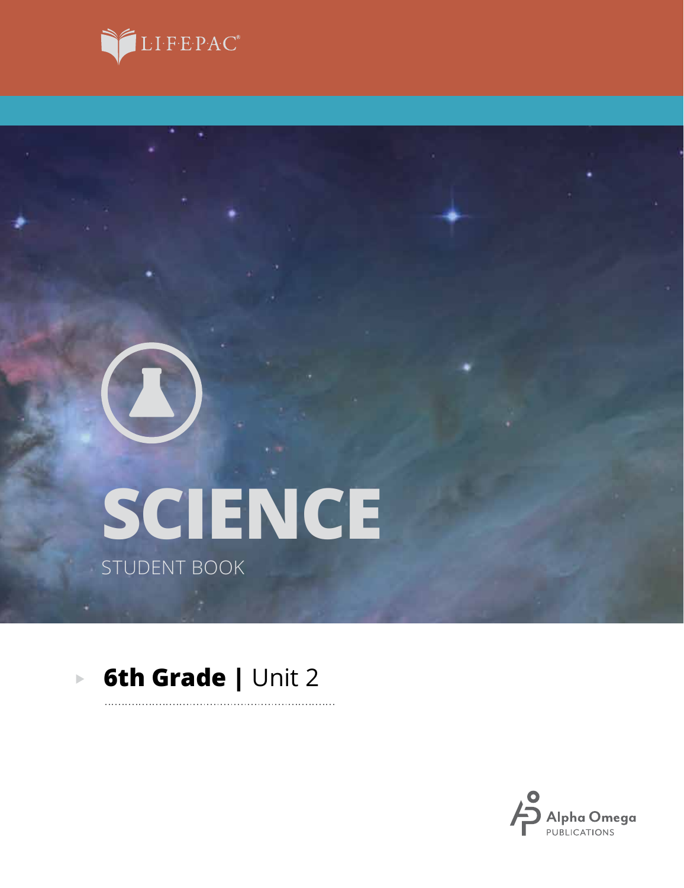LIFEPAC®

# SCIENCE

STUDENT BOOK

## 6th Grade | Unit 2

Alpha Omega
PUBLICATIONS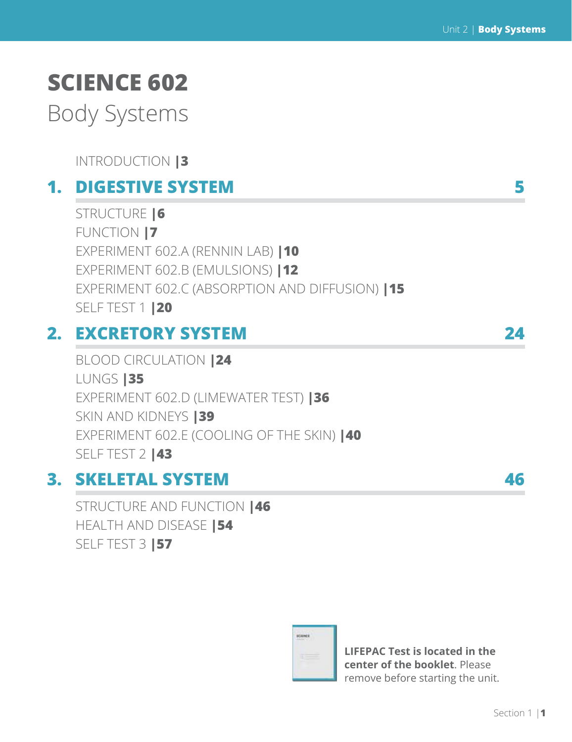# SCIENCE 602

## Body Systems

INTRODUCTION |3

## 1. DIGESTIVE SYSTEM 5

STRUCTURE |6
FUNCTION |7
EXPERIMENT 602.A (RENNIN LAB) |10
EXPERIMENT 602.B (EMULSIONS) |12
EXPERIMENT 602.C (ABSORPTION AND DIFFUSION) |15
SELF TEST 1 |20

## 2. EXCRETORY SYSTEM 24

BLOOD CIRCULATION |24
LUNGS |35
EXPERIMENT 602.D (LIMEWATER TEST) |36
SKIN AND KIDNEYS |39
EXPERIMENT 602.E (COOLING OF THE SKIN) |40
SELF TEST 2 |43

## 3. SKELETAL SYSTEM 46

STRUCTURE AND FUNCTION |46
HEALTH AND DISEASE |54
SELF TEST 3 |57

**LIFEPAC Test is located in the center of the booklet**. Please remove before starting the unit.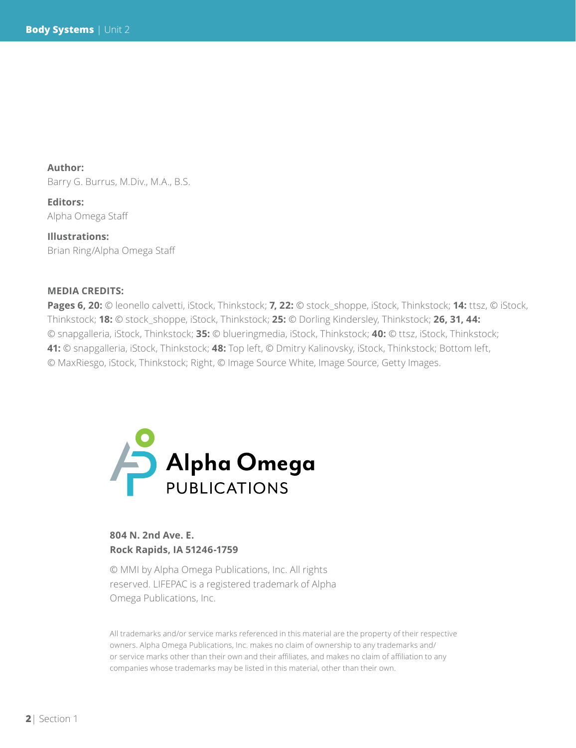**Author:**
Barry G. Burrus, M.Div., M.A., B.S.

**Editors:**
Alpha Omega Staff

**Illustrations:**
Brian Ring/Alpha Omega Staff

**MEDIA CREDITS:**
**Pages 6, 20:** © leonello calvetti, iStock, Thinkstock; **7, 22:** © stock_shoppe, iStock, Thinkstock; **14:** ttsz, © iStock, Thinkstock; **18:** © stock_shoppe, iStock, Thinkstock; **25:** © Dorling Kindersley, Thinkstock; **26, 31, 44:** © snapgalleria, iStock, Thinkstock; **35:** © blueringmedia, iStock, Thinkstock; **40:** © ttsz, iStock, Thinkstock; **41:** © snapgalleria, iStock, Thinkstock; **48:** Top left, © Dmitry Kalinovsky, iStock, Thinkstock; Bottom left, © MaxRiesgo, iStock, Thinkstock; Right, © Image Source White, Image Source, Getty Images.

Alpha Omega
PUBLICATIONS

**804 N. 2nd Ave. E.**
**Rock Rapids, IA 51246-1759**

© MMI by Alpha Omega Publications, Inc. All rights reserved. LIFEPAC is a registered trademark of Alpha Omega Publications, Inc.

All trademarks and/or service marks referenced in this material are the property of their respective owners. Alpha Omega Publications, Inc. makes no claim of ownership to any trademarks and/or service marks other than their own and their affiliates, and makes no claim of affiliation to any companies whose trademarks may be listed in this material, other than their own.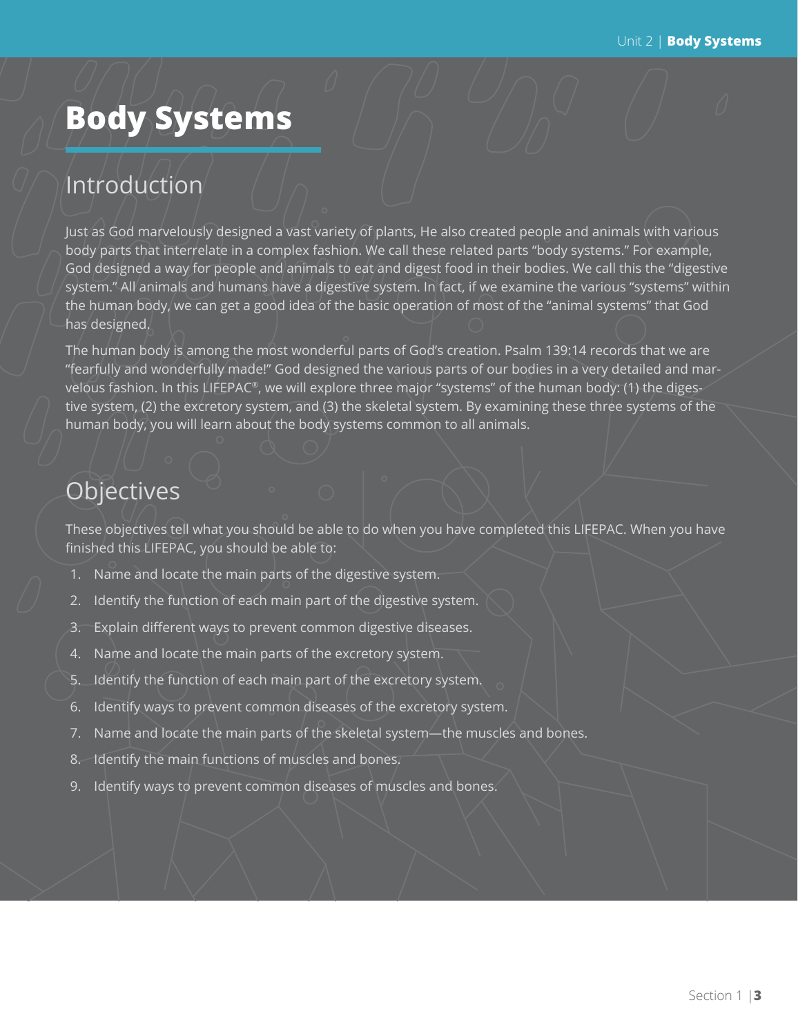# Body Systems

## Introduction

Just as God marvelously designed a vast variety of plants, He also created people and animals with various body parts that interrelate in a complex fashion. We call these related parts "body systems." For example, God designed a way for people and animals to eat and digest food in their bodies. We call this the "digestive system." All animals and humans have a digestive system. In fact, if we examine the various "systems" within the human body, we can get a good idea of the basic operation of most of the "animal systems" that God has designed.

The human body is among the most wonderful parts of God's creation. Psalm 139:14 records that we are "fearfully and wonderfully made!" God designed the various parts of our bodies in a very detailed and marvelous fashion. In this LIFEPAC®, we will explore three major "systems" of the human body: (1) the digestive system, (2) the excretory system, and (3) the skeletal system. By examining these three systems of the human body, you will learn about the body systems common to all animals.

## Objectives

These objectives tell what you should be able to do when you have completed this LIFEPAC. When you have finished this LIFEPAC, you should be able to:

1. Name and locate the main parts of the digestive system.
2. Identify the function of each main part of the digestive system.
3. Explain different ways to prevent common digestive diseases.
4. Name and locate the main parts of the excretory system.
5. Identify the function of each main part of the excretory system.
6. Identify ways to prevent common diseases of the excretory system.
7. Name and locate the main parts of the skeletal system—the muscles and bones.
8. Identify the main functions of muscles and bones.
9. Identify ways to prevent common diseases of muscles and bones.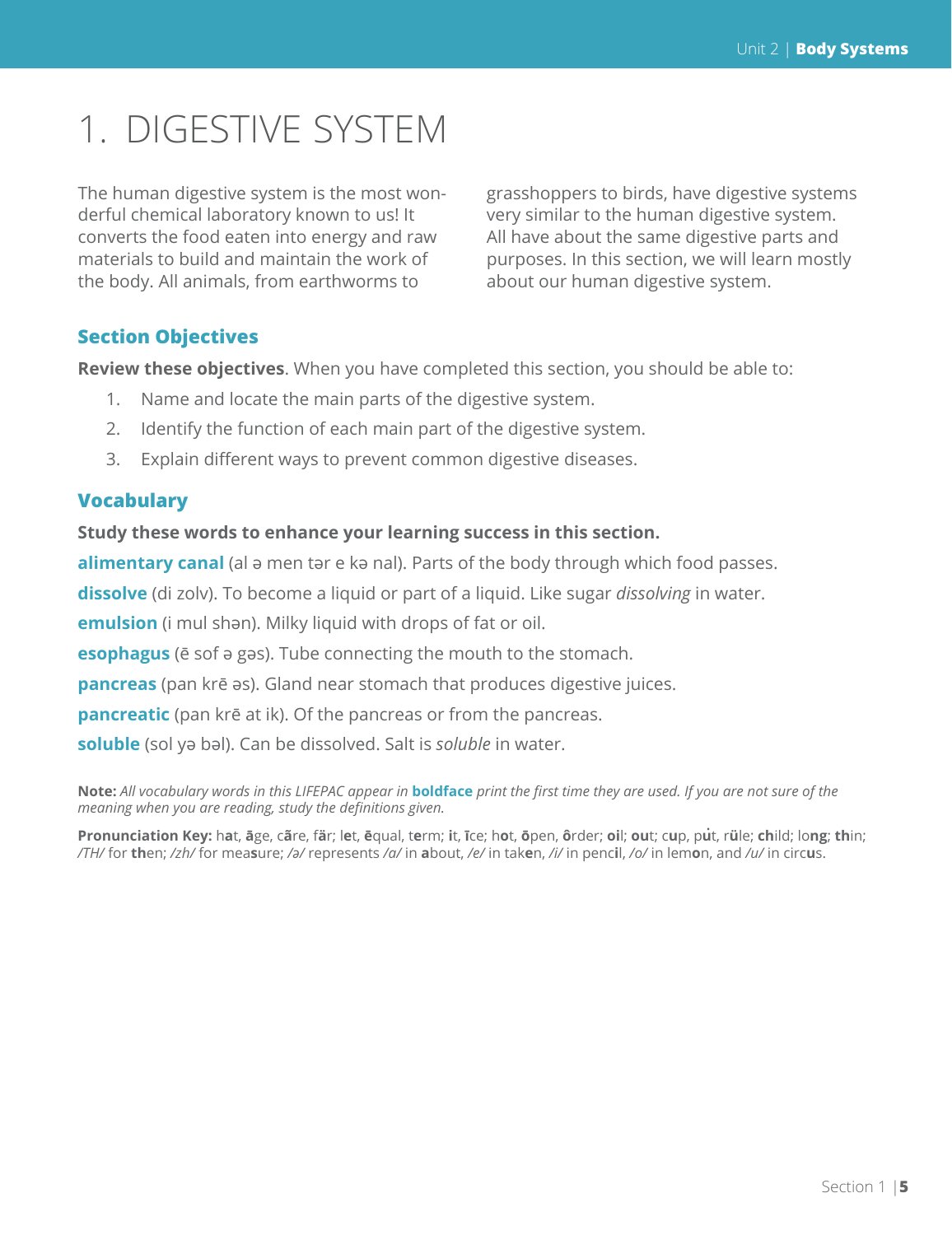# 1. DIGESTIVE SYSTEM

The human digestive system is the most wonderful chemical laboratory known to us! It converts the food eaten into energy and raw materials to build and maintain the work of the body. All animals, from earthworms to grasshoppers to birds, have digestive systems very similar to the human digestive system. All have about the same digestive parts and purposes. In this section, we will learn mostly about our human digestive system.

## Section Objectives

**Review these objectives**. When you have completed this section, you should be able to:

1. Name and locate the main parts of the digestive system.
2. Identify the function of each main part of the digestive system.
3. Explain different ways to prevent common digestive diseases.

## Vocabulary

**Study these words to enhance your learning success in this section.**

**alimentary canal** (al ə men tər e kə nal). Parts of the body through which food passes.

**dissolve** (di zolv). To become a liquid or part of a liquid. Like sugar *dissolving* in water.

**emulsion** (i mul shən). Milky liquid with drops of fat or oil.

**esophagus** (ē sof ə gəs). Tube connecting the mouth to the stomach.

**pancreas** (pan krē əs). Gland near stomach that produces digestive juices.

**pancreatic** (pan krē at ik). Of the pancreas or from the pancreas.

**soluble** (sol yə bəl). Can be dissolved. Salt is *soluble* in water.

**Note:** *All vocabulary words in this LIFEPAC appear in* **boldface** *print the first time they are used. If you are not sure of the meaning when you are reading, study the definitions given.*

**Pronunciation Key:** h**a**t, **ā**ge, c**ã**re, f**ä**r; l**e**t, **ē**qual, t**e**rm; **i**t, **ī**ce; h**o**t, **ō**pen, **ô**rder; **oi**l; **ou**t; c**u**p, p**u̇**t, r**ü**le; **ch**ild; lo**ng**; **th**in; */TH/* for **th**en; */zh/* for mea**s**ure; */ə/* represents */a/* in **a**bout, */e/* in tak**e**n, */i/* in penc**i**l, */o/* in lem**o**n, and */u/* in circ**u**s.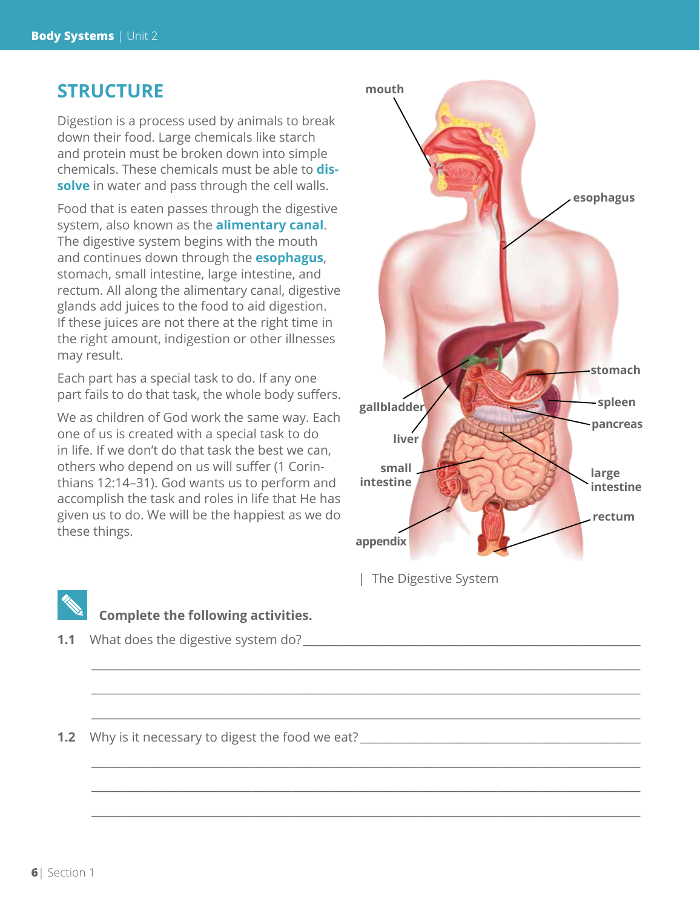## STRUCTURE

Digestion is a process used by animals to break down their food. Large chemicals like starch and protein must be broken down into simple chemicals. These chemicals must be able to **dissolve** in water and pass through the cell walls.

Food that is eaten passes through the digestive system, also known as the **alimentary canal**. The digestive system begins with the mouth and continues down through the **esophagus**, stomach, small intestine, large intestine, and rectum. All along the alimentary canal, digestive glands add juices to the food to aid digestion. If these juices are not there at the right time in the right amount, indigestion or other illnesses may result.

Each part has a special task to do. If any one part fails to do that task, the whole body suffers.

We as children of God work the same way. Each one of us is created with a special task to do in life. If we don't do that task the best we can, others who depend on us will suffer (1 Corinthians 12:14–31). God wants us to perform and accomplish the task and roles in life that He has given us to do. We will be the happiest as we do these things.

mouth, esophagus, stomach, spleen, pancreas, gallbladder, liver, small intestine, large intestine, rectum, appendix

| The Digestive System

**Complete the following activities.**

**1.1** What does the digestive system do? ____________________________________________

_______________________________________________________________________________

_______________________________________________________________________________

_______________________________________________________________________________

**1.2** Why is it necessary to digest the food we eat? _______________________________________

_______________________________________________________________________________

_______________________________________________________________________________

_______________________________________________________________________________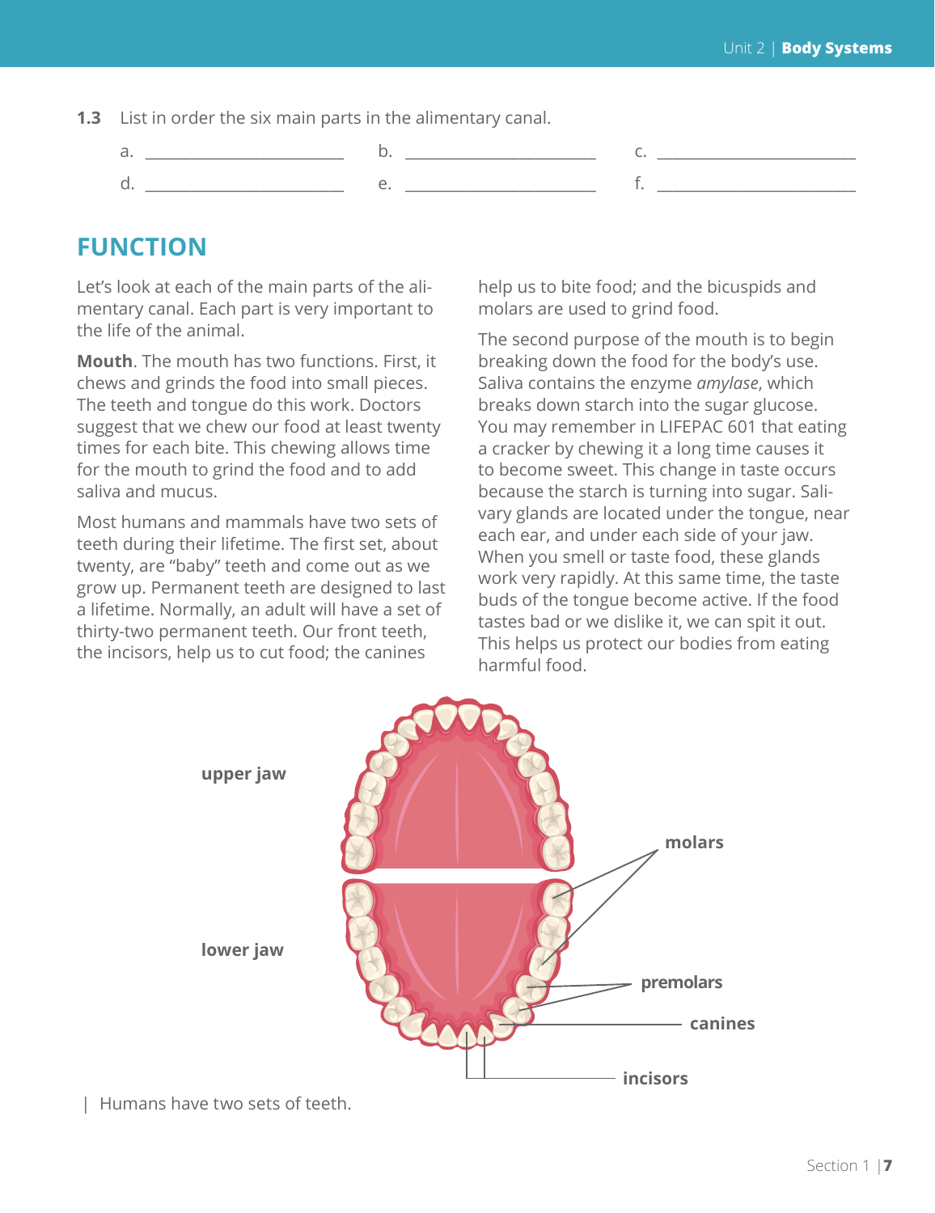**1.3** List in order the six main parts in the alimentary canal.

a. ______________________ b. ______________________ c. ______________________

d. ______________________ e. ______________________ f. ______________________

## FUNCTION

Let's look at each of the main parts of the alimentary canal. Each part is very important to the life of the animal.

**Mouth**. The mouth has two functions. First, it chews and grinds the food into small pieces. The teeth and tongue do this work. Doctors suggest that we chew our food at least twenty times for each bite. This chewing allows time for the mouth to grind the food and to add saliva and mucus.

Most humans and mammals have two sets of teeth during their lifetime. The first set, about twenty, are "baby" teeth and come out as we grow up. Permanent teeth are designed to last a lifetime. Normally, an adult will have a set of thirty-two permanent teeth. Our front teeth, the incisors, help us to cut food; the canines help us to bite food; and the bicuspids and molars are used to grind food.

The second purpose of the mouth is to begin breaking down the food for the body's use. Saliva contains the enzyme *amylase*, which breaks down starch into the sugar glucose. You may remember in LIFEPAC 601 that eating a cracker by chewing it a long time causes it to become sweet. This change in taste occurs because the starch is turning into sugar. Salivary glands are located under the tongue, near each ear, and under each side of your jaw. When you smell or taste food, these glands work very rapidly. At this same time, the taste buds of the tongue become active. If the food tastes bad or we dislike it, we can spit it out. This helps us protect our bodies from eating harmful food.

upper jaw

lower jaw

molars

premolars

canines

incisors

| Humans have two sets of teeth.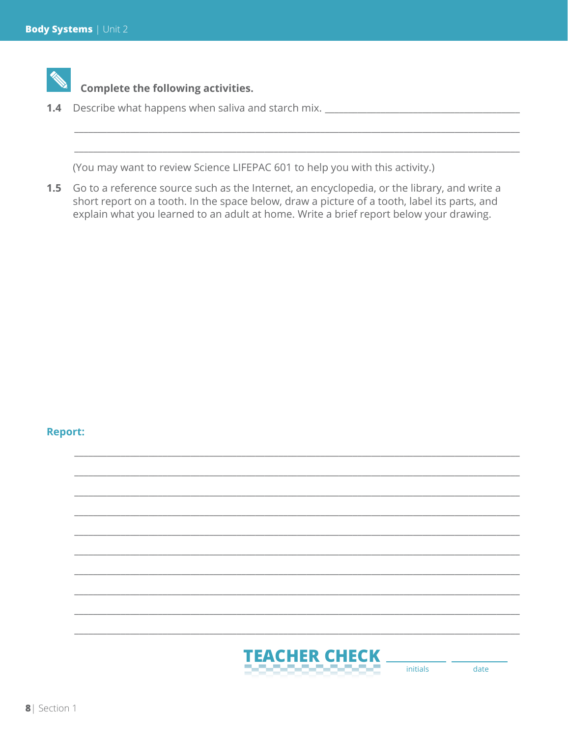**Complete the following activities.**

**1.4** Describe what happens when saliva and starch mix. ______________________________________

__________________________________________________________________________________

__________________________________________________________________________________

(You may want to review Science LIFEPAC 601 to help you with this activity.)

**1.5** Go to a reference source such as the Internet, an encyclopedia, or the library, and write a short report on a tooth. In the space below, draw a picture of a tooth, label its parts, and explain what you learned to an adult at home. Write a brief report below your drawing.

**Report:**

__________________________________________________________________________________

__________________________________________________________________________________

__________________________________________________________________________________

__________________________________________________________________________________

__________________________________________________________________________________

__________________________________________________________________________________

__________________________________________________________________________________

__________________________________________________________________________________

__________________________________________________________________________________

__________________________________________________________________________________

**TEACHER CHECK** __________ initials __________ date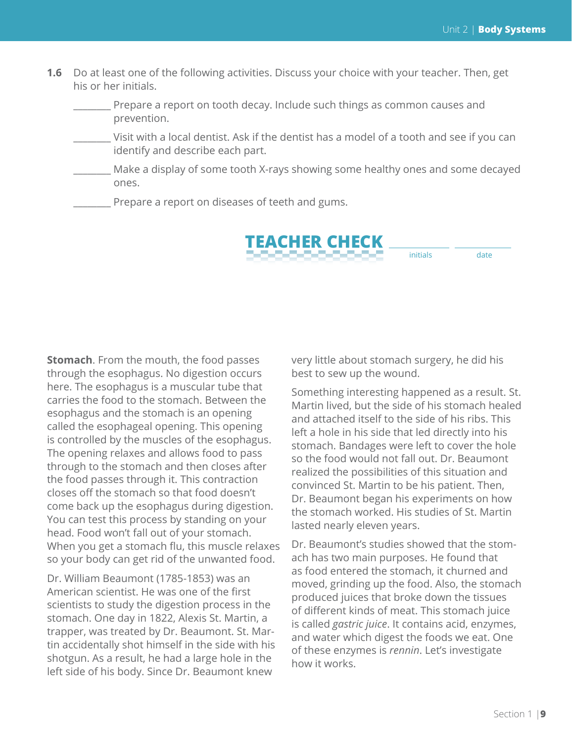**1.6** Do at least one of the following activities. Discuss your choice with your teacher. Then, get his or her initials.

_______ Prepare a report on tooth decay. Include such things as common causes and prevention.

_______ Visit with a local dentist. Ask if the dentist has a model of a tooth and see if you can identify and describe each part.

_______ Make a display of some tooth X-rays showing some healthy ones and some decayed ones.

_______ Prepare a report on diseases of teeth and gums.

**TEACHER CHECK** __________ initials __________ date

**Stomach**. From the mouth, the food passes through the esophagus. No digestion occurs here. The esophagus is a muscular tube that carries the food to the stomach. Between the esophagus and the stomach is an opening called the esophageal opening. This opening is controlled by the muscles of the esophagus. The opening relaxes and allows food to pass through to the stomach and then closes after the food passes through it. This contraction closes off the stomach so that food doesn't come back up the esophagus during digestion. You can test this process by standing on your head. Food won't fall out of your stomach. When you get a stomach flu, this muscle relaxes so your body can get rid of the unwanted food.

Dr. William Beaumont (1785-1853) was an American scientist. He was one of the first scientists to study the digestion process in the stomach. One day in 1822, Alexis St. Martin, a trapper, was treated by Dr. Beaumont. St. Martin accidentally shot himself in the side with his shotgun. As a result, he had a large hole in the left side of his body. Since Dr. Beaumont knew very little about stomach surgery, he did his best to sew up the wound.

Something interesting happened as a result. St. Martin lived, but the side of his stomach healed and attached itself to the side of his ribs. This left a hole in his side that led directly into his stomach. Bandages were left to cover the hole so the food would not fall out. Dr. Beaumont realized the possibilities of this situation and convinced St. Martin to be his patient. Then, Dr. Beaumont began his experiments on how the stomach worked. His studies of St. Martin lasted nearly eleven years.

Dr. Beaumont's studies showed that the stomach has two main purposes. He found that as food entered the stomach, it churned and moved, grinding up the food. Also, the stomach produced juices that broke down the tissues of different kinds of meat. This stomach juice is called *gastric juice*. It contains acid, enzymes, and water which digest the foods we eat. One of these enzymes is *rennin*. Let's investigate how it works.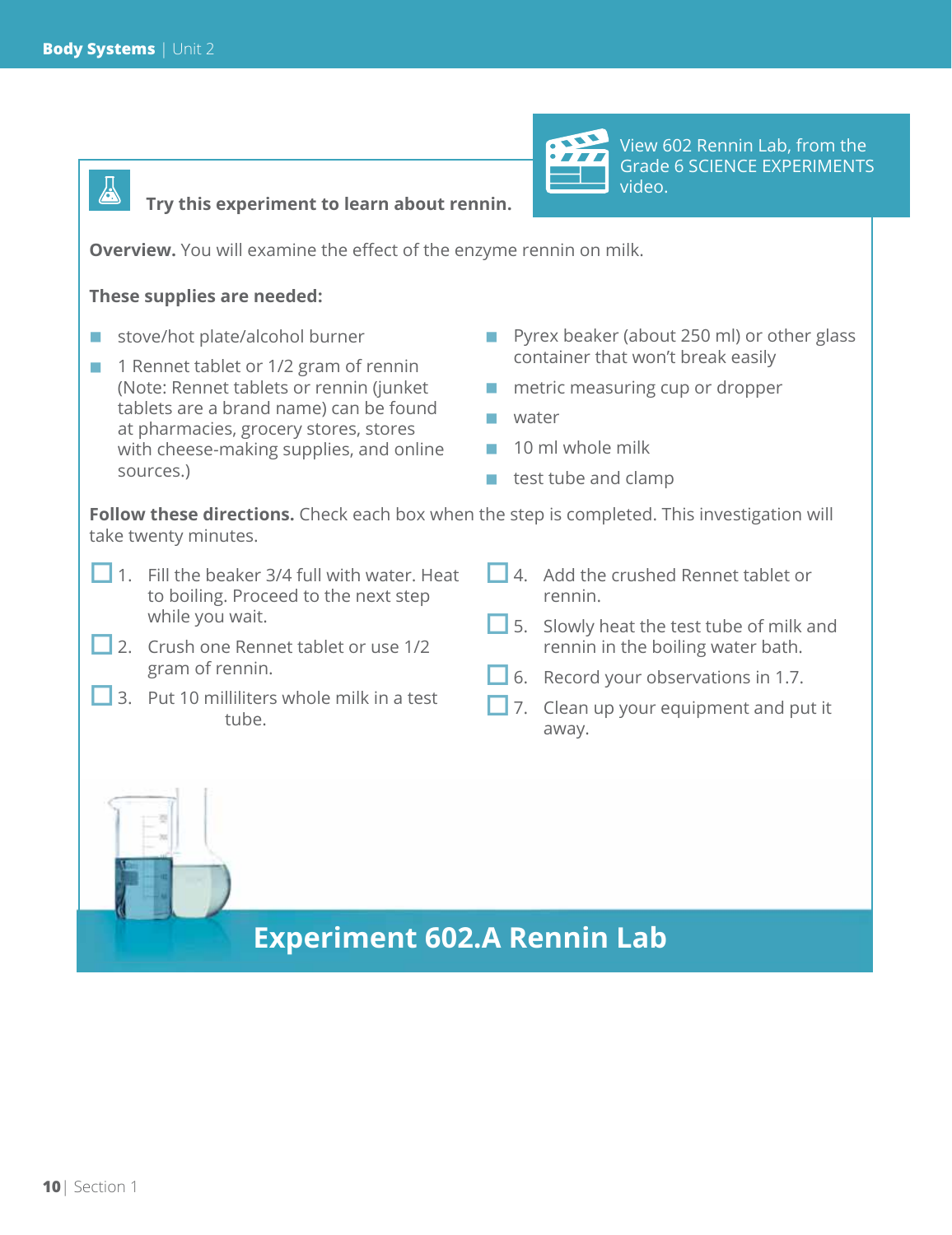View 602 Rennin Lab, from the Grade 6 SCIENCE EXPERIMENTS video.

**Try this experiment to learn about rennin.**

**Overview.** You will examine the effect of the enzyme rennin on milk.

**These supplies are needed:**

- stove/hot plate/alcohol burner
- 1 Rennet tablet or 1/2 gram of rennin (Note: Rennet tablets or rennin (junket tablets are a brand name) can be found at pharmacies, grocery stores, stores with cheese-making supplies, and online sources.)
- Pyrex beaker (about 250 ml) or other glass container that won't break easily
- metric measuring cup or dropper
- water
- 10 ml whole milk
- test tube and clamp

**Follow these directions.** Check each box when the step is completed. This investigation will take twenty minutes.

- ☐ 1. Fill the beaker 3/4 full with water. Heat to boiling. Proceed to the next step while you wait.
- ☐ 2. Crush one Rennet tablet or use 1/2 gram of rennin.
- ☐ 3. Put 10 milliliters whole milk in a test tube.
- ☐ 4. Add the crushed Rennet tablet or rennin.
- ☐ 5. Slowly heat the test tube of milk and rennin in the boiling water bath.
- ☐ 6. Record your observations in 1.7.
- ☐ 7. Clean up your equipment and put it away.

## Experiment 602.A Rennin Lab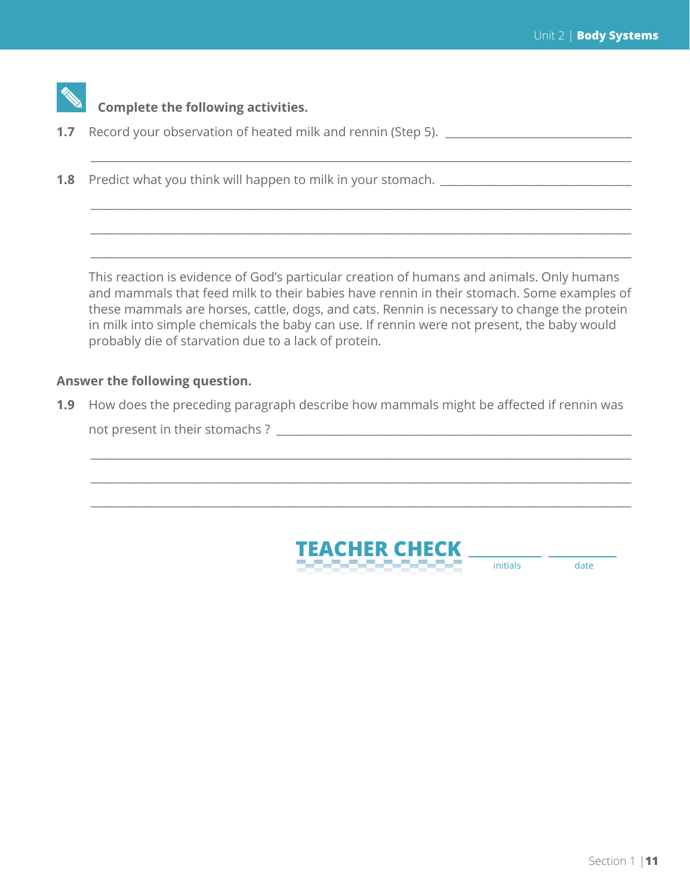**Complete the following activities.**

**1.7** Record your observation of heated milk and rennin (Step 5). ______________________________

__________________________________________________________________________________

**1.8** Predict what you think will happen to milk in your stomach. ______________________________

__________________________________________________________________________________

__________________________________________________________________________________

__________________________________________________________________________________

This reaction is evidence of God's particular creation of humans and animals. Only humans and mammals that feed milk to their babies have rennin in their stomach. Some examples of these mammals are horses, cattle, dogs, and cats. Rennin is necessary to change the protein in milk into simple chemicals the baby can use. If rennin were not present, the baby would probably die of starvation due to a lack of protein.

**Answer the following question.**

**1.9** How does the preceding paragraph describe how mammals might be affected if rennin was not present in their stomachs ? ______________________________________________________

__________________________________________________________________________________

__________________________________________________________________________________

__________________________________________________________________________________

**TEACHER CHECK** ____________ ____________
initials date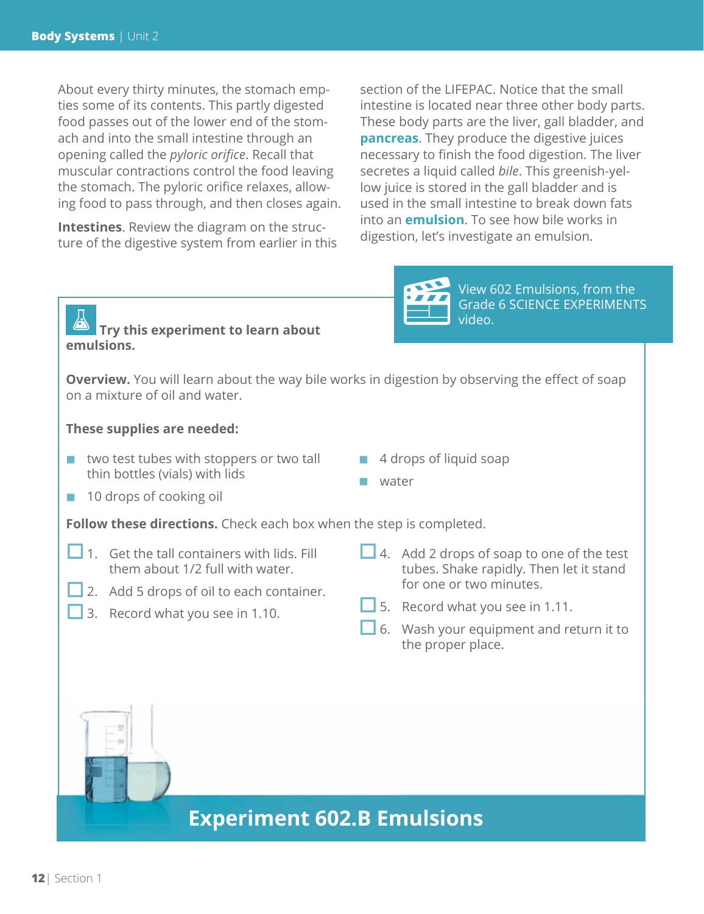About every thirty minutes, the stomach empties some of its contents. This partly digested food passes out of the lower end of the stomach and into the small intestine through an opening called the *pyloric orifice*. Recall that muscular contractions control the food leaving the stomach. The pyloric orifice relaxes, allowing food to pass through, and then closes again.

**Intestines**. Review the diagram on the structure of the digestive system from earlier in this section of the LIFEPAC. Notice that the small intestine is located near three other body parts. These body parts are the liver, gall bladder, and **pancreas**. They produce the digestive juices necessary to finish the food digestion. The liver secretes a liquid called *bile*. This greenish-yellow juice is stored in the gall bladder and is used in the small intestine to break down fats into an **emulsion**. To see how bile works in digestion, let's investigate an emulsion.

View 602 Emulsions, from the Grade 6 SCIENCE EXPERIMENTS video.

**Try this experiment to learn about emulsions.**

**Overview.** You will learn about the way bile works in digestion by observing the effect of soap on a mixture of oil and water.

**These supplies are needed:**

- two test tubes with stoppers or two tall thin bottles (vials) with lids
- 10 drops of cooking oil
- 4 drops of liquid soap
- water

**Follow these directions.** Check each box when the step is completed.

- ☐ 1. Get the tall containers with lids. Fill them about 1/2 full with water.
- ☐ 2. Add 5 drops of oil to each container.
- ☐ 3. Record what you see in 1.10.
- ☐ 4. Add 2 drops of soap to one of the test tubes. Shake rapidly. Then let it stand for one or two minutes.
- ☐ 5. Record what you see in 1.11.
- ☐ 6. Wash your equipment and return it to the proper place.

## Experiment 602.B Emulsions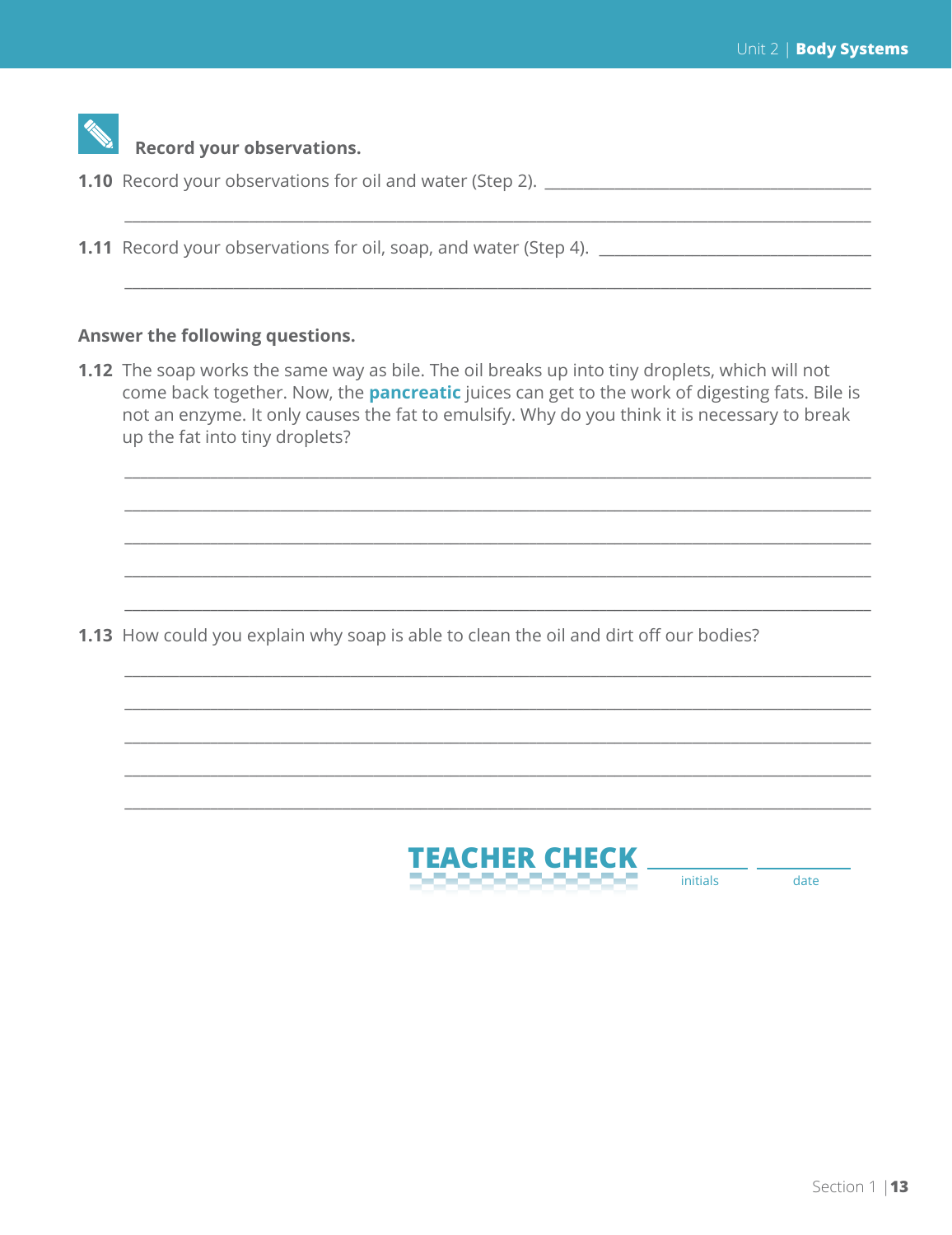**Record your observations.**

**1.10** Record your observations for oil and water (Step 2). ________________________________________

______________________________________________________________________________

**1.11** Record your observations for oil, soap, and water (Step 4). ________________________________

______________________________________________________________________________

**Answer the following questions.**

**1.12** The soap works the same way as bile. The oil breaks up into tiny droplets, which will not come back together. Now, the **pancreatic** juices can get to the work of digesting fats. Bile is not an enzyme. It only causes the fat to emulsify. Why do you think it is necessary to break up the fat into tiny droplets?

______________________________________________________________________________

______________________________________________________________________________

______________________________________________________________________________

______________________________________________________________________________

______________________________________________________________________________

**1.13** How could you explain why soap is able to clean the oil and dirt off our bodies?

______________________________________________________________________________

______________________________________________________________________________

______________________________________________________________________________

______________________________________________________________________________

______________________________________________________________________________

**TEACHER CHECK** ____________ ____________
initials date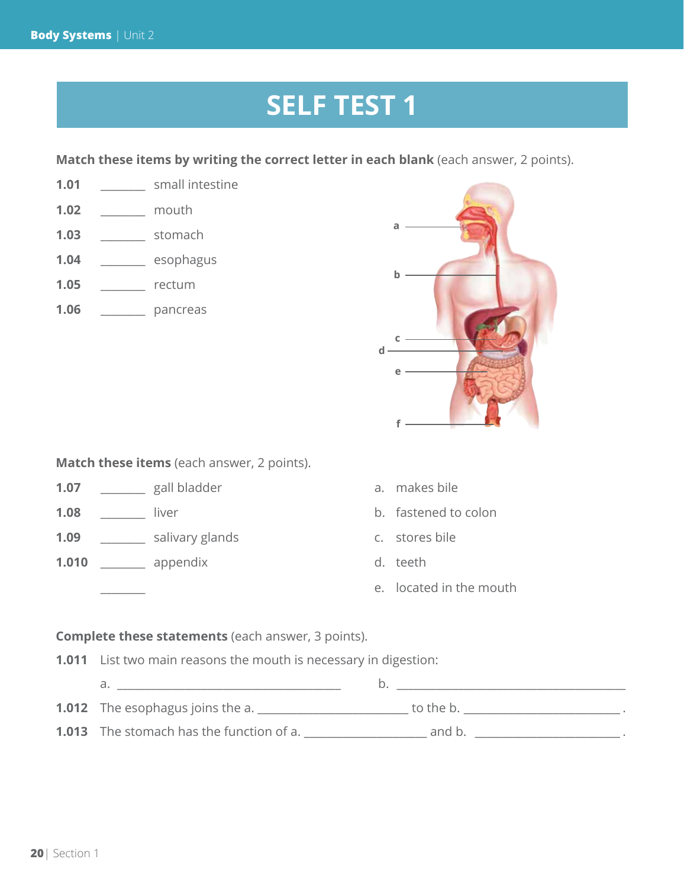# SELF TEST 1

**Match these items by writing the correct letter in each blank** (each answer, 2 points).

**1.01** _______ small intestine

**1.02** _______ mouth

**1.03** _______ stomach

**1.04** _______ esophagus

**1.05** _______ rectum

**1.06** _______ pancreas

a
b
c
d
e
f

**Match these items** (each answer, 2 points).

**1.07** _______ gall bladder — a. makes bile

**1.08** _______ liver — b. fastened to colon

**1.09** _______ salivary glands — c. stores bile

**1.010** _______ appendix — d. teeth

_______ — e. located in the mouth

**Complete these statements** (each answer, 3 points).

**1.011** List two main reasons the mouth is necessary in digestion:

a. ______________________________ b. ______________________________

**1.012** The esophagus joins the a. ____________________ to the b. ____________________ .

**1.013** The stomach has the function of a. ________________ and b. ____________________ .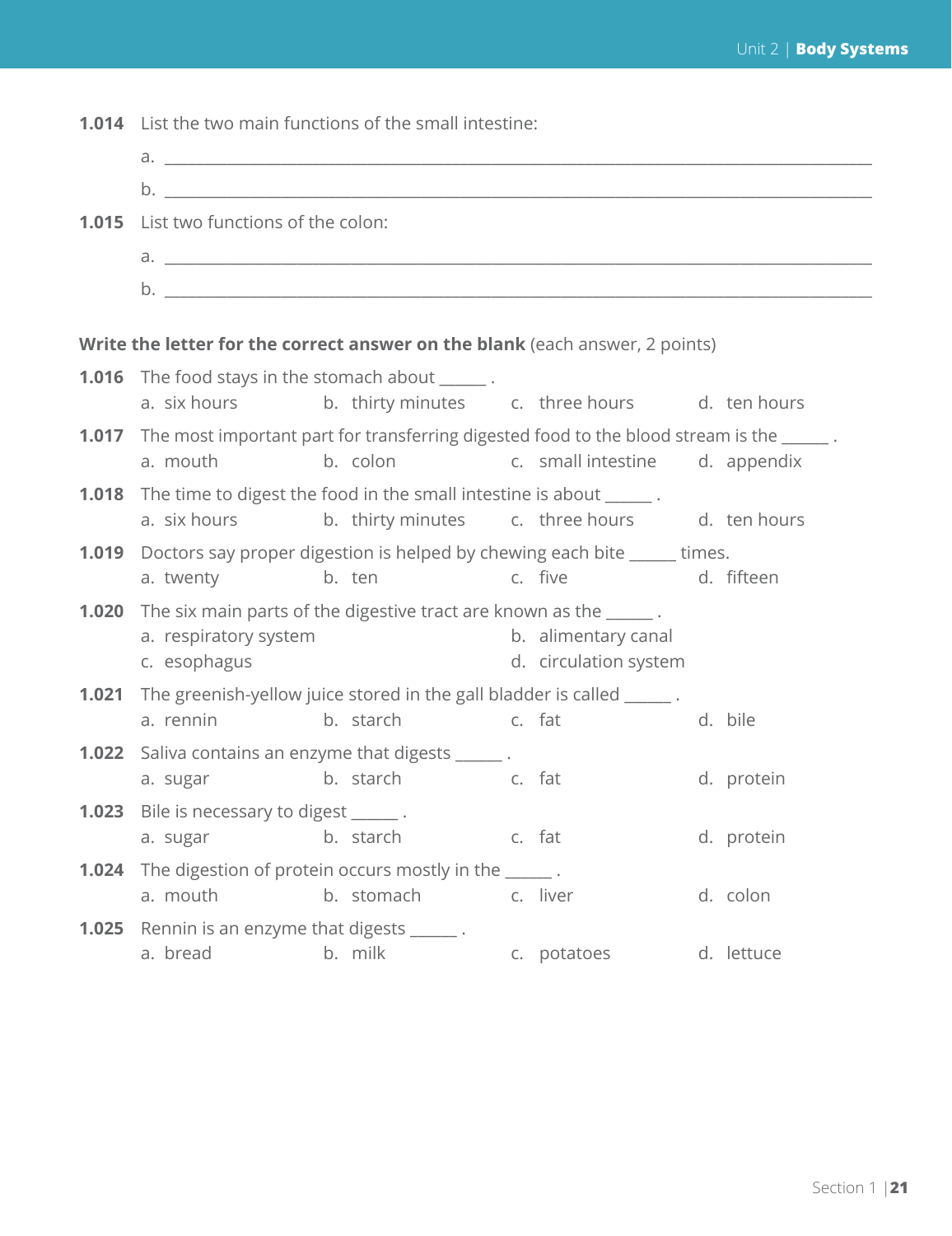**1.014** List the two main functions of the small intestine:

a. ______________________________________________________________________

b. ______________________________________________________________________

**1.015** List two functions of the colon:

a. ______________________________________________________________________

b. ______________________________________________________________________

**Write the letter for the correct answer on the blank** (each answer, 2 points)

**1.016** The food stays in the stomach about ______ .

a. six hours b. thirty minutes c. three hours d. ten hours

**1.017** The most important part for transferring digested food to the blood stream is the ______ .

a. mouth b. colon c. small intestine d. appendix

**1.018** The time to digest the food in the small intestine is about ______ .

a. six hours b. thirty minutes c. three hours d. ten hours

**1.019** Doctors say proper digestion is helped by chewing each bite ______ times.

a. twenty b. ten c. five d. fifteen

**1.020** The six main parts of the digestive tract are known as the ______ .

a. respiratory system b. alimentary canal
c. esophagus d. circulation system

**1.021** The greenish-yellow juice stored in the gall bladder is called ______ .

a. rennin b. starch c. fat d. bile

**1.022** Saliva contains an enzyme that digests ______ .

a. sugar b. starch c. fat d. protein

**1.023** Bile is necessary to digest ______ .

a. sugar b. starch c. fat d. protein

**1.024** The digestion of protein occurs mostly in the ______ .

a. mouth b. stomach c. liver d. colon

**1.025** Rennin is an enzyme that digests ______ .

a. bread b. milk c. potatoes d. lettuce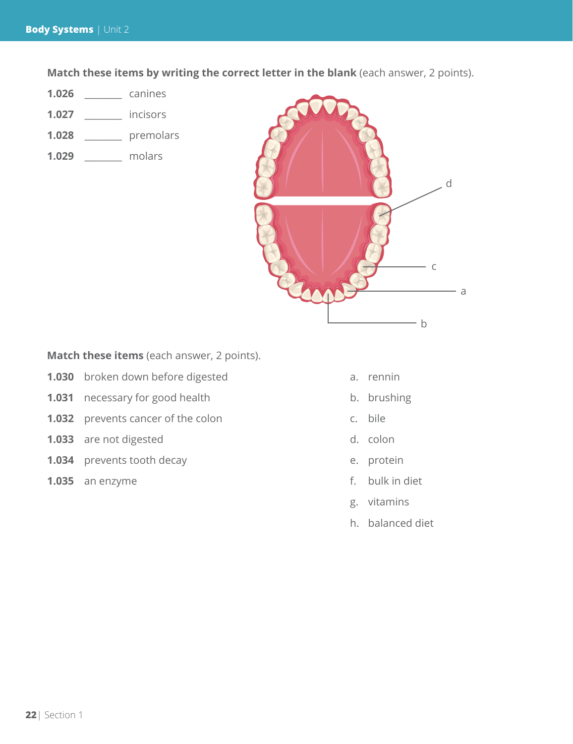**Match these items by writing the correct letter in the blank** (each answer, 2 points).

**1.026** _______ canines

**1.027** _______ incisors

**1.028** _______ premolars

**1.029** _______ molars

**Match these items** (each answer, 2 points).

**1.030** broken down before digested

**1.031** necessary for good health

**1.032** prevents cancer of the colon

**1.033** are not digested

**1.034** prevents tooth decay

**1.035** an enzyme

a. rennin

b. brushing

c. bile

d. colon

e. protein

f. bulk in diet

g. vitamins

h. balanced diet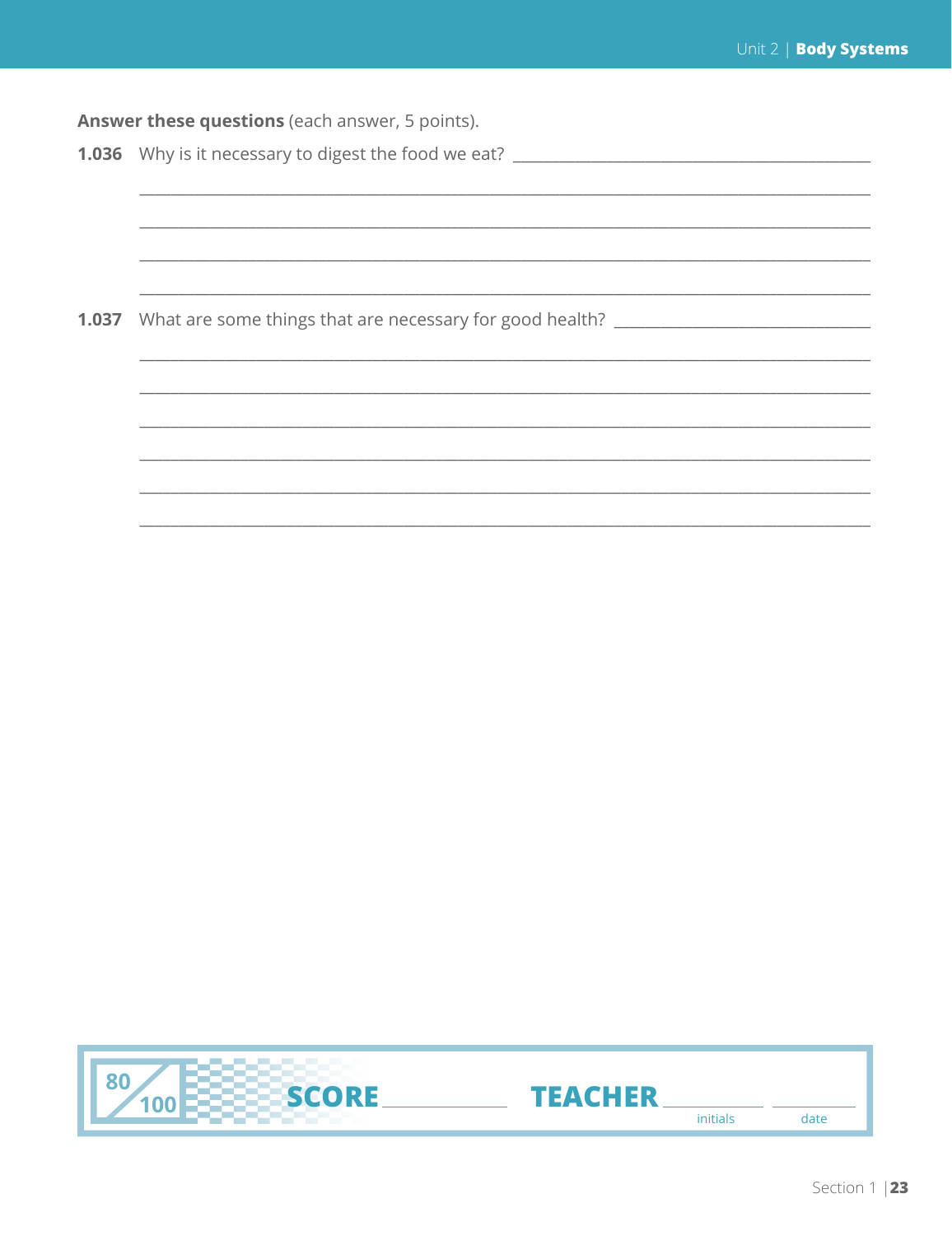**Answer these questions** (each answer, 5 points).

**1.036** Why is it necessary to digest the food we eat? ________________________________________

________________________________________________________________________________

________________________________________________________________________________

________________________________________________________________________________

________________________________________________________________________________

**1.037** What are some things that are necessary for good health? ____________________________

________________________________________________________________________________

________________________________________________________________________________

________________________________________________________________________________

________________________________________________________________________________

________________________________________________________________________________

________________________________________________________________________________

80/100 **SCORE** ____________ **TEACHER** ____________ ____________
initials date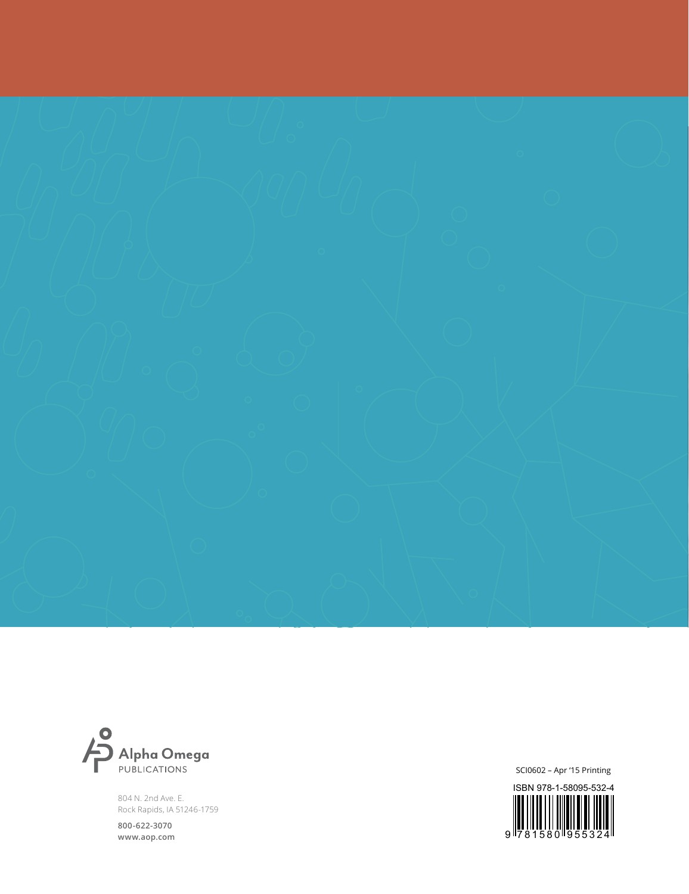Alpha Omega
PUBLICATIONS

804 N. 2nd Ave. E.
Rock Rapids, IA 51246-1759

**800-622-3070**
**www.aop.com**

SCI0602 – Apr '15 Printing

ISBN 978-1-58095-532-4

9 781580 955324